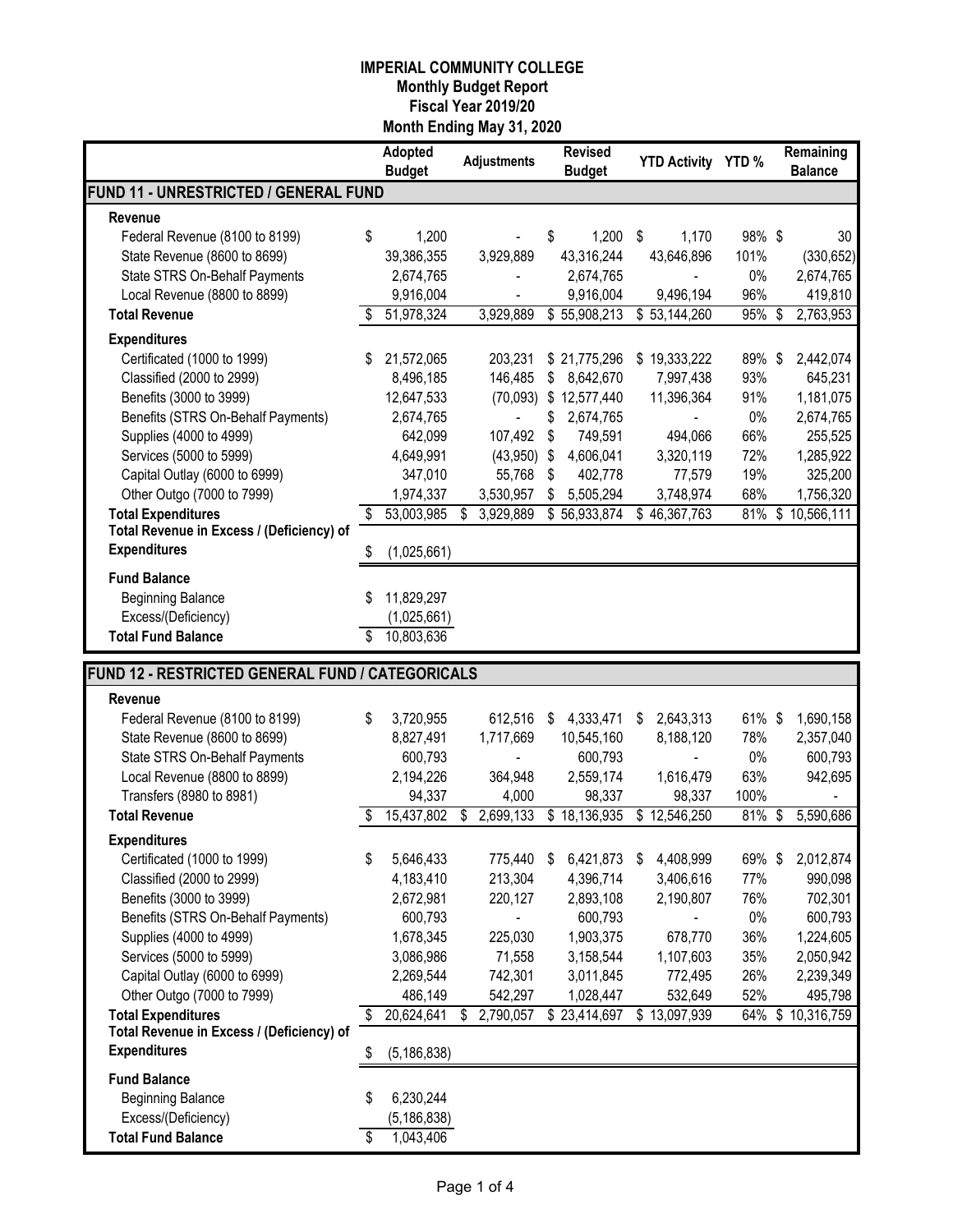# IMPERIAL COMMUNITY COLLEGE
## Monthly Budget Report
## Fiscal Year 2019/20
## Month Ending May 31, 2020

| | Adopted Budget | Adjustments | Revised Budget | YTD Activity | YTD % | Remaining Balance |
|---|---|---|---|---|---|---|
| **FUND 11 - UNRESTRICTED / GENERAL FUND** | | | | | | |
| **Revenue** | | | | | | |
| Federal Revenue (8100 to 8199) | $ 1,200 | - | $ 1,200 | $ 1,170 | 98% | $ 30 |
| State Revenue (8600 to 8699) | 39,386,355 | 3,929,889 | 43,316,244 | 43,646,896 | 101% | (330,652) |
| State STRS On-Behalf Payments | 2,674,765 | - | 2,674,765 | - | 0% | 2,674,765 |
| Local Revenue (8800 to 8899) | 9,916,004 | - | 9,916,004 | 9,496,194 | 96% | 419,810 |
| **Total Revenue** | $ 51,978,324 | 3,929,889 | $ 55,908,213 | $ 53,144,260 | 95% | $ 2,763,953 |
| **Expenditures** | | | | | | |
| Certificated (1000 to 1999) | $ 21,572,065 | 203,231 | $ 21,775,296 | $ 19,333,222 | 89% | $ 2,442,074 |
| Classified (2000 to 2999) | 8,496,185 | 146,485 | $ 8,642,670 | 7,997,438 | 93% | 645,231 |
| Benefits (3000 to 3999) | 12,647,533 | (70,093) | $ 12,577,440 | 11,396,364 | 91% | 1,181,075 |
| Benefits (STRS On-Behalf Payments) | 2,674,765 | - | $ 2,674,765 | - | 0% | 2,674,765 |
| Supplies (4000 to 4999) | 642,099 | 107,492 | $ 749,591 | 494,066 | 66% | 255,525 |
| Services (5000 to 5999) | 4,649,991 | (43,950) | $ 4,606,041 | 3,320,119 | 72% | 1,285,922 |
| Capital Outlay (6000 to 6999) | 347,010 | 55,768 | $ 402,778 | 77,579 | 19% | 325,200 |
| Other Outgo (7000 to 7999) | 1,974,337 | 3,530,957 | $ 5,505,294 | 3,748,974 | 68% | 1,756,320 |
| **Total Expenditures** | $ 53,003,985 | $ 3,929,889 | $ 56,933,874 | $ 46,367,763 | 81% | $ 10,566,111 |
| **Total Revenue in Excess / (Deficiency) of Expenditures** | $ (1,025,661) | | | | | |
| **Fund Balance** | | | | | | |
| Beginning Balance | $ 11,829,297 | | | | | |
| Excess/(Deficiency) | (1,025,661) | | | | | |
| **Total Fund Balance** | $ 10,803,636 | | | | | |

| | Adopted Budget | Adjustments | Revised Budget | YTD Activity | YTD % | Remaining Balance |
|---|---|---|---|---|---|---|
| **FUND 12 - RESTRICTED GENERAL FUND / CATEGORICALS** | | | | | | |
| **Revenue** | | | | | | |
| Federal Revenue (8100 to 8199) | $ 3,720,955 | 612,516 | $ 4,333,471 | $ 2,643,313 | 61% | $ 1,690,158 |
| State Revenue (8600 to 8699) | 8,827,491 | 1,717,669 | 10,545,160 | 8,188,120 | 78% | 2,357,040 |
| State STRS On-Behalf Payments | 600,793 | - | 600,793 | - | 0% | 600,793 |
| Local Revenue (8800 to 8899) | 2,194,226 | 364,948 | 2,559,174 | 1,616,479 | 63% | 942,695 |
| Transfers (8980 to 8981) | 94,337 | 4,000 | 98,337 | 98,337 | 100% | - |
| **Total Revenue** | $ 15,437,802 | $ 2,699,133 | $ 18,136,935 | $ 12,546,250 | 81% | $ 5,590,686 |
| **Expenditures** | | | | | | |
| Certificated (1000 to 1999) | $ 5,646,433 | 775,440 | $ 6,421,873 | $ 4,408,999 | 69% | $ 2,012,874 |
| Classified (2000 to 2999) | 4,183,410 | 213,304 | 4,396,714 | 3,406,616 | 77% | 990,098 |
| Benefits (3000 to 3999) | 2,672,981 | 220,127 | 2,893,108 | 2,190,807 | 76% | 702,301 |
| Benefits (STRS On-Behalf Payments) | 600,793 | - | 600,793 | - | 0% | 600,793 |
| Supplies (4000 to 4999) | 1,678,345 | 225,030 | 1,903,375 | 678,770 | 36% | 1,224,605 |
| Services (5000 to 5999) | 3,086,986 | 71,558 | 3,158,544 | 1,107,603 | 35% | 2,050,942 |
| Capital Outlay (6000 to 6999) | 2,269,544 | 742,301 | 3,011,845 | 772,495 | 26% | 2,239,349 |
| Other Outgo (7000 to 7999) | 486,149 | 542,297 | 1,028,447 | 532,649 | 52% | 495,798 |
| **Total Expenditures** | $ 20,624,641 | $ 2,790,057 | $ 23,414,697 | $ 13,097,939 | 64% | $ 10,316,759 |
| **Total Revenue in Excess / (Deficiency) of Expenditures** | $ (5,186,838) | | | | | |
| **Fund Balance** | | | | | | |
| Beginning Balance | $ 6,230,244 | | | | | |
| Excess/(Deficiency) | (5,186,838) | | | | | |
| **Total Fund Balance** | $ 1,043,406 | | | | | |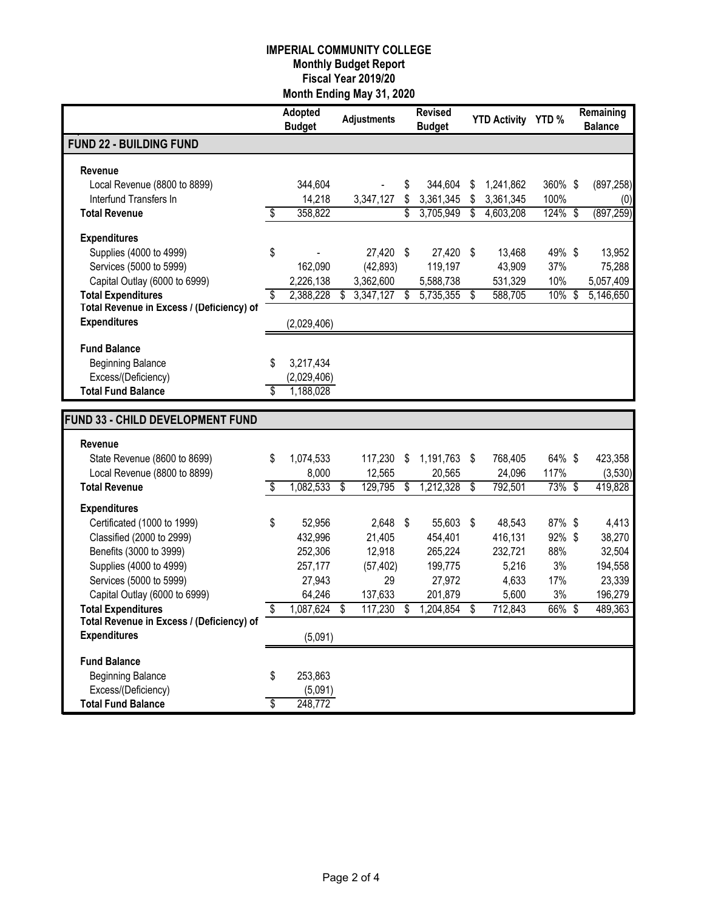**IMPERIAL COMMUNITY COLLEGE**
**Monthly Budget Report**
**Fiscal Year 2019/20**
**Month Ending May 31, 2020**

| | Adopted Budget | Adjustments | Revised Budget | YTD Activity | YTD % | Remaining Balance |
|---|---|---|---|---|---|---|
| **FUND 22 - BUILDING FUND** | | | | | | |
| **Revenue** | | | | | | |
| Local Revenue (8800 to 8899) | 344,604 | - | $ 344,604 | $ 1,241,862 | 360% | $ (897,258) |
| Interfund Transfers In | 14,218 | 3,347,127 | $ 3,361,345 | $ 3,361,345 | 100% | (0) |
| **Total Revenue** | $ 358,822 | | $ 3,705,949 | $ 4,603,208 | 124% | $ (897,259) |
| **Expenditures** | | | | | | |
| Supplies (4000 to 4999) | $ - | 27,420 | $ 27,420 | $ 13,468 | 49% | $ 13,952 |
| Services (5000 to 5999) | 162,090 | (42,893) | 119,197 | 43,909 | 37% | 75,288 |
| Capital Outlay (6000 to 6999) | 2,226,138 | 3,362,600 | 5,588,738 | 531,329 | 10% | 5,057,409 |
| **Total Expenditures** | $ 2,388,228 | $ 3,347,127 | $ 5,735,355 | $ 588,705 | 10% | $ 5,146,650 |
| **Total Revenue in Excess / (Deficiency) of Expenditures** | (2,029,406) | | | | | |
| **Fund Balance** | | | | | | |
| Beginning Balance | $ 3,217,434 | | | | | |
| Excess/(Deficiency) | (2,029,406) | | | | | |
| **Total Fund Balance** | $ 1,188,028 | | | | | |

| | Adopted Budget | Adjustments | Revised Budget | YTD Activity | YTD % | Remaining Balance |
|---|---|---|---|---|---|---|
| **FUND 33 - CHILD DEVELOPMENT FUND** | | | | | | |
| **Revenue** | | | | | | |
| State Revenue (8600 to 8699) | $ 1,074,533 | 117,230 | $ 1,191,763 | $ 768,405 | 64% | $ 423,358 |
| Local Revenue (8800 to 8899) | 8,000 | 12,565 | 20,565 | 24,096 | 117% | (3,530) |
| **Total Revenue** | $ 1,082,533 | $ 129,795 | $ 1,212,328 | $ 792,501 | 73% | $ 419,828 |
| **Expenditures** | | | | | | |
| Certificated (1000 to 1999) | $ 52,956 | 2,648 | $ 55,603 | $ 48,543 | 87% | $ 4,413 |
| Classified (2000 to 2999) | 432,996 | 21,405 | 454,401 | 416,131 | 92% | $ 38,270 |
| Benefits (3000 to 3999) | 252,306 | 12,918 | 265,224 | 232,721 | 88% | 32,504 |
| Supplies (4000 to 4999) | 257,177 | (57,402) | 199,775 | 5,216 | 3% | 194,558 |
| Services (5000 to 5999) | 27,943 | 29 | 27,972 | 4,633 | 17% | 23,339 |
| Capital Outlay (6000 to 6999) | 64,246 | 137,633 | 201,879 | 5,600 | 3% | 196,279 |
| **Total Expenditures** | $ 1,087,624 | $ 117,230 | $ 1,204,854 | $ 712,843 | 66% | $ 489,363 |
| **Total Revenue in Excess / (Deficiency) of Expenditures** | (5,091) | | | | | |
| **Fund Balance** | | | | | | |
| Beginning Balance | $ 253,863 | | | | | |
| Excess/(Deficiency) | (5,091) | | | | | |
| **Total Fund Balance** | $ 248,772 | | | | | |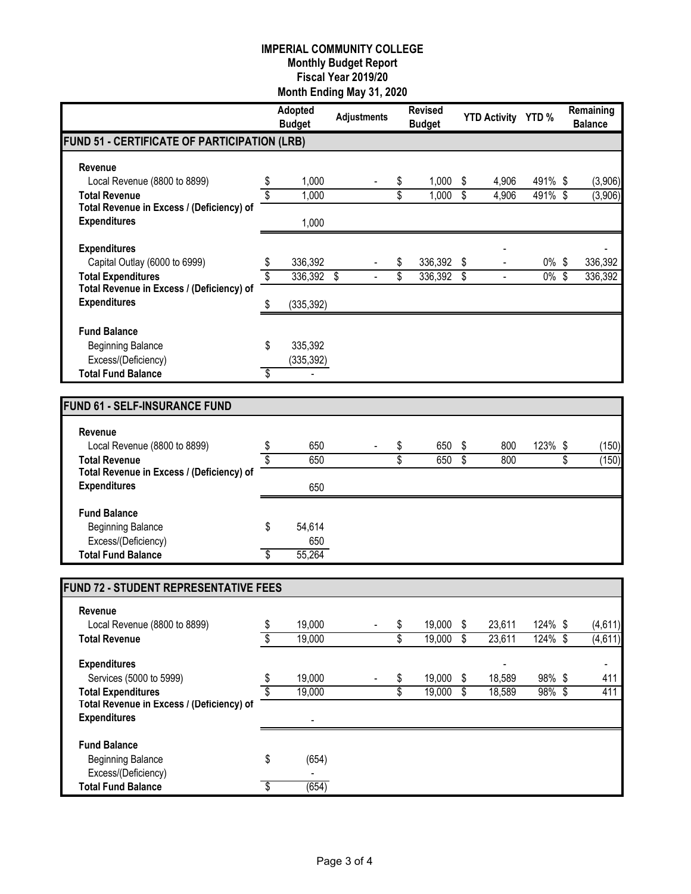**IMPERIAL COMMUNITY COLLEGE**
**Monthly Budget Report**
**Fiscal Year 2019/20**
**Month Ending May 31, 2020**

| | Adopted Budget | Adjustments | Revised Budget | YTD Activity | YTD % | Remaining Balance |
|---|---|---|---|---|---|---|
| **FUND 51 - CERTIFICATE OF PARTICIPATION (LRB)** | | | | | | |
| **Revenue** | | | | | | |
| Local Revenue (8800 to 8899) | $ 1,000 | - | $ 1,000 | $ 4,906 | 491% | $ (3,906) |
| **Total Revenue** | $ 1,000 | | $ 1,000 | $ 4,906 | 491% | $ (3,906) |
| **Total Revenue in Excess / (Deficiency) of Expenditures** | 1,000 | | | | | |
| **Expenditures** | | | | - | | - |
| Capital Outlay (6000 to 6999) | $ 336,392 | - | $ 336,392 | $ - | 0% | $ 336,392 |
| **Total Expenditures** | $ 336,392 | $ - | $ 336,392 | $ - | 0% | $ 336,392 |
| **Total Revenue in Excess / (Deficiency) of Expenditures** | $ (335,392) | | | | | |
| **Fund Balance** | | | | | | |
| Beginning Balance | $ 335,392 | | | | | |
| Excess/(Deficiency) | (335,392) | | | | | |
| **Total Fund Balance** | $ - | | | | | |

| | Adopted Budget | Adjustments | Revised Budget | YTD Activity | YTD % | Remaining Balance |
|---|---|---|---|---|---|---|
| **FUND 61 - SELF-INSURANCE FUND** | | | | | | |
| **Revenue** | | | | | | |
| Local Revenue (8800 to 8899) | $ 650 | - | $ 650 | $ 800 | 123% | $ (150) |
| **Total Revenue** | $ 650 | | $ 650 | $ 800 | | $ (150) |
| **Total Revenue in Excess / (Deficiency) of Expenditures** | 650 | | | | | |
| **Fund Balance** | | | | | | |
| Beginning Balance | $ 54,614 | | | | | |
| Excess/(Deficiency) | 650 | | | | | |
| **Total Fund Balance** | $ 55,264 | | | | | |

| | Adopted Budget | Adjustments | Revised Budget | YTD Activity | YTD % | Remaining Balance |
|---|---|---|---|---|---|---|
| **FUND 72 - STUDENT REPRESENTATIVE FEES** | | | | | | |
| **Revenue** | | | | | | |
| Local Revenue (8800 to 8899) | $ 19,000 | - | $ 19,000 | $ 23,611 | 124% | $ (4,611) |
| **Total Revenue** | $ 19,000 | | $ 19,000 | $ 23,611 | 124% | $ (4,611) |
| **Expenditures** | | | | - | | - |
| Services (5000 to 5999) | $ 19,000 | - | $ 19,000 | $ 18,589 | 98% | $ 411 |
| **Total Expenditures** | $ 19,000 | | $ 19,000 | $ 18,589 | 98% | $ 411 |
| **Total Revenue in Excess / (Deficiency) of Expenditures** | - | | | | | |
| **Fund Balance** | | | | | | |
| Beginning Balance | $ (654) | | | | | |
| Excess/(Deficiency) | - | | | | | |
| **Total Fund Balance** | $ (654) | | | | | |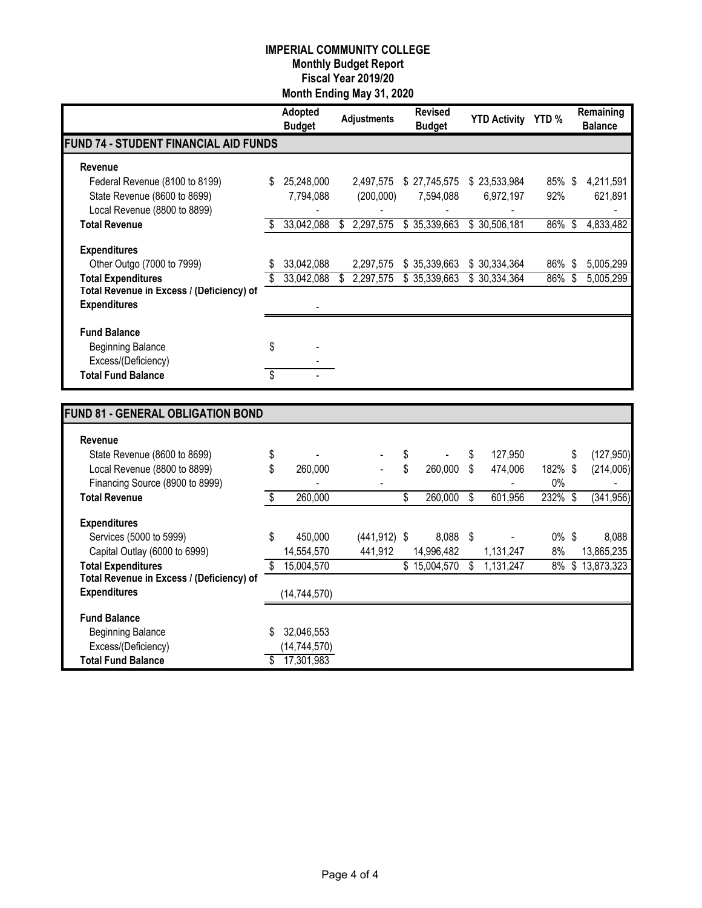# IMPERIAL COMMUNITY COLLEGE

**Monthly Budget Report**

**Fiscal Year 2019/20**

**Month Ending May 31, 2020**

| | Adopted Budget | Adjustments | Revised Budget | YTD Activity | YTD % | Remaining Balance |
|---|---|---|---|---|---|---|
| **FUND 74 - STUDENT FINANCIAL AID FUNDS** | | | | | | |
| **Revenue** | | | | | | |
| Federal Revenue (8100 to 8199) | $ 25,248,000 | 2,497,575 | $ 27,745,575 | $ 23,533,984 | 85% | $ 4,211,591 |
| State Revenue (8600 to 8699) | 7,794,088 | (200,000) | 7,594,088 | 6,972,197 | 92% | 621,891 |
| Local Revenue (8800 to 8899) | - | - | - | - | | - |
| **Total Revenue** | $ 33,042,088 | $ 2,297,575 | $ 35,339,663 | $ 30,506,181 | 86% | $ 4,833,482 |
| **Expenditures** | | | | | | |
| Other Outgo (7000 to 7999) | $ 33,042,088 | 2,297,575 | $ 35,339,663 | $ 30,334,364 | 86% | $ 5,005,299 |
| **Total Expenditures** | $ 33,042,088 | $ 2,297,575 | $ 35,339,663 | $ 30,334,364 | 86% | $ 5,005,299 |
| **Total Revenue in Excess / (Deficiency) of Expenditures** | - | | | | | |
| **Fund Balance** | | | | | | |
| Beginning Balance | $ - | | | | | |
| Excess/(Deficiency) | - | | | | | |
| **Total Fund Balance** | $ - | | | | | |

| | Adopted Budget | Adjustments | Revised Budget | YTD Activity | YTD % | Remaining Balance |
|---|---|---|---|---|---|---|
| **FUND 81 - GENERAL OBLIGATION BOND** | | | | | | |
| **Revenue** | | | | | | |
| State Revenue (8600 to 8699) | $ - | - | $ - | $ 127,950 | | $ (127,950) |
| Local Revenue (8800 to 8899) | $ 260,000 | - | $ 260,000 | $ 474,006 | 182% | $ (214,006) |
| Financing Source (8900 to 8999) | - | - | | - | 0% | - |
| **Total Revenue** | $ 260,000 | | $ 260,000 | $ 601,956 | 232% | $ (341,956) |
| **Expenditures** | | | | | | |
| Services (5000 to 5999) | $ 450,000 | (441,912) | $ 8,088 | $ - | 0% | $ 8,088 |
| Capital Outlay (6000 to 6999) | 14,554,570 | 441,912 | 14,996,482 | 1,131,247 | 8% | 13,865,235 |
| **Total Expenditures** | $ 15,004,570 | | $ 15,004,570 | $ 1,131,247 | 8% | $ 13,873,323 |
| **Total Revenue in Excess / (Deficiency) of Expenditures** | (14,744,570) | | | | | |
| **Fund Balance** | | | | | | |
| Beginning Balance | $ 32,046,553 | | | | | |
| Excess/(Deficiency) | (14,744,570) | | | | | |
| **Total Fund Balance** | $ 17,301,983 | | | | | |